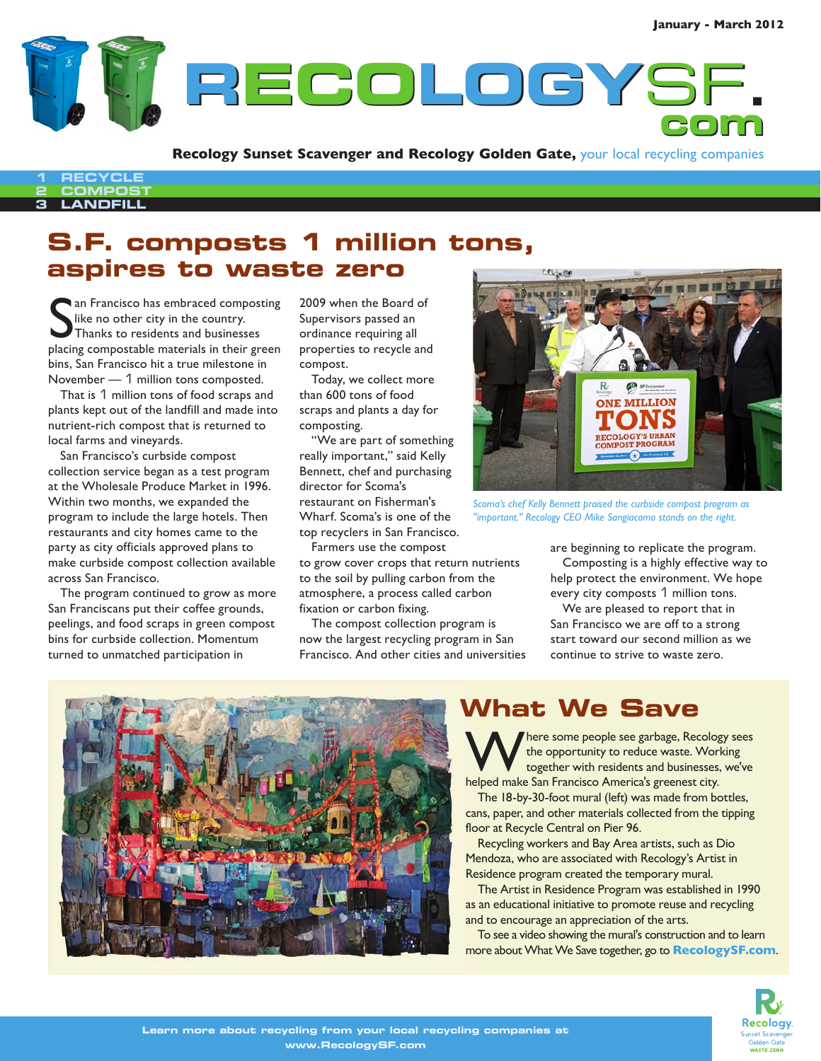January - March 2012

# RECOLOGYSF.com

**Recology Sunset Scavenger and Recology Golden Gate,** your local recycling companies

1 RECYCLE
2 COMPOST
3 LANDFILL

## S.F. composts 1 million tons, aspires to waste zero

San Francisco has embraced composting like no other city in the country. Thanks to residents and businesses placing compostable materials in their green bins, San Francisco hit a true milestone in November — 1 million tons composted.

That is 1 million tons of food scraps and plants kept out of the landfill and made into nutrient-rich compost that is returned to local farms and vineyards.

San Francisco's curbside compost collection service began as a test program at the Wholesale Produce Market in 1996. Within two months, we expanded the program to include the large hotels. Then restaurants and city homes came to the party as city officials approved plans to make curbside compost collection available across San Francisco.

The program continued to grow as more San Franciscans put their coffee grounds, peelings, and food scraps in green compost bins for curbside collection. Momentum turned to unmatched participation in 2009 when the Board of Supervisors passed an ordinance requiring all properties to recycle and compost.

Today, we collect more than 600 tons of food scraps and plants a day for composting.

"We are part of something really important," said Kelly Bennett, chef and purchasing director for Scoma's restaurant on Fisherman's Wharf. Scoma's is one of the top recyclers in San Francisco.

Farmers use the compost to grow cover crops that return nutrients to the soil by pulling carbon from the atmosphere, a process called carbon fixation or carbon fixing.

The compost collection program is now the largest recycling program in San Francisco. And other cities and universities are beginning to replicate the program.

Composting is a highly effective way to help protect the environment. We hope every city composts 1 million tons.

We are pleased to report that in San Francisco we are off to a strong start toward our second million as we continue to strive to waste zero.

*Scoma's chef Kelly Bennett praised the curbside compost program as "important." Recology CEO Mike Sangiacomo stands on the right.*

## What We Save

Where some people see garbage, Recology sees the opportunity to reduce waste. Working together with residents and businesses, we've helped make San Francisco America's greenest city.

The 18-by-30-foot mural (left) was made from bottles, cans, paper, and other materials collected from the tipping floor at Recycle Central on Pier 96.

Recycling workers and Bay Area artists, such as Dio Mendoza, who are associated with Recology's Artist in Residence program created the temporary mural.

The Artist in Residence Program was established in 1990 as an educational initiative to promote reuse and recycling and to encourage an appreciation of the arts.

To see a video showing the mural's construction and to learn more about What We Save together, go to **RecologySF.com**.

**Learn more about recycling from your local recycling companies at www.RecologySF.com**

Recology. Sunset Scavenger Golden Gate WASTE ZERO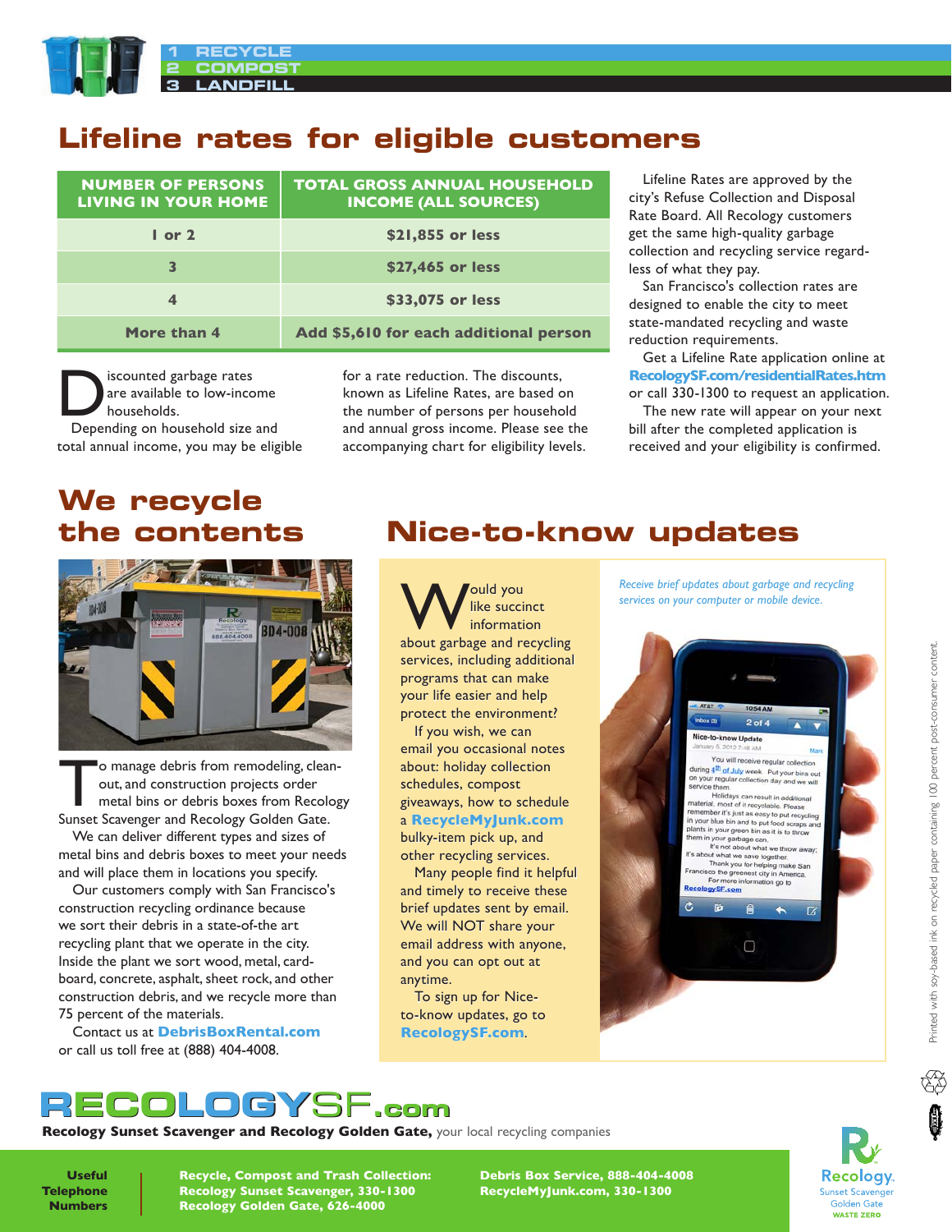1 RECYCLE
2 COMPOST
3 LANDFILL

# Lifeline rates for eligible customers

| NUMBER OF PERSONS LIVING IN YOUR HOME | TOTAL GROSS ANNUAL HOUSEHOLD INCOME (ALL SOURCES) |
|---|---|
| 1 or 2 | $21,855 or less |
| 3 | $27,465 or less |
| 4 | $33,075 or less |
| More than 4 | Add $5,610 for each additional person |

Discounted garbage rates are available to low-income households.

Depending on household size and total annual income, you may be eligible for a rate reduction. The discounts, known as Lifeline Rates, are based on the number of persons per household and annual gross income. Please see the accompanying chart for eligibility levels.

Lifeline Rates are approved by the city's Refuse Collection and Disposal Rate Board. All Recology customers get the same high-quality garbage collection and recycling service regardless of what they pay.

San Francisco's collection rates are designed to enable the city to meet state-mandated recycling and waste reduction requirements.

Get a Lifeline Rate application online at **RecologySF.com/residentialRates.htm** or call 330-1300 to request an application.

The new rate will appear on your next bill after the completed application is received and your eligibility is confirmed.

# We recycle the contents

To manage debris from remodeling, clean-out, and construction projects order metal bins or debris boxes from Recology Sunset Scavenger and Recology Golden Gate.

We can deliver different types and sizes of metal bins and debris boxes to meet your needs and will place them in locations you specify.

Our customers comply with San Francisco's construction recycling ordinance because we sort their debris in a state-of-the art recycling plant that we operate in the city. Inside the plant we sort wood, metal, cardboard, concrete, asphalt, sheet rock, and other construction debris, and we recycle more than 75 percent of the materials.

Contact us at **DebrisBoxRental.com** or call us toll free at (888) 404-4008.

# Nice-to-know updates

Would you like succinct information about garbage and recycling services, including additional programs that can make your life easier and help protect the environment?

If you wish, we can email you occasional notes about: holiday collection schedules, compost giveaways, how to schedule a **RecycleMyJunk.com** bulky-item pick up, and other recycling services.

Many people find it helpful and timely to receive these brief updates sent by email. We will NOT share your email address with anyone, and you can opt out at anytime.

To sign up for Nice-to-know updates, go to **RecologySF.com**.

*Receive brief updates about garbage and recycling services on your computer or mobile device.*

Printed with soy-based ink on recycled paper containing 100 percent post-consumer content.

**RECOLOGYSF.com**

**Recology Sunset Scavenger and Recology Golden Gate,** your local recycling companies

**Useful Telephone Numbers**

**Recycle, Compost and Trash Collection:**
**Recology Sunset Scavenger, 330-1300**
**Recology Golden Gate, 626-4000**

**Debris Box Service, 888-404-4008**
**RecycleMyJunk.com, 330-1300**

Recology. Sunset Scavenger Golden Gate WASTE ZERO